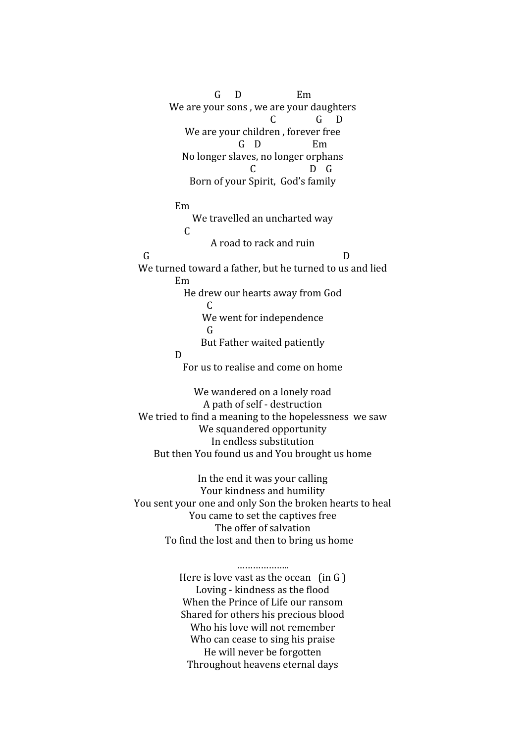```
                G      D                    Em
We are your sons , we are your daughters
                              C               G     D
        We are your children , forever free
                  G    D                    Em
   No longer slaves, no longer orphans
                      C                  D    G
     Born of your Spirit,  God's family

Em
     We travelled an uncharted way
  C
           A road to rack and ruin
G                                                        D
We turned toward a father, but he turned to us and lied
Em
     He drew our hearts away from God
        C
         We went for independence
        G
         But Father waited patiently
D
     For us to realise and come on home
```

We wandered on a lonely road
A path of self - destruction
We tried to find a meaning to the hopelessness  we saw
We squandered opportunity
In endless substitution
But then You found us and You brought us home

In the end it was your calling
Your kindness and humility
You sent your one and only Son the broken hearts to heal
You came to set the captives free
The offer of salvation
To find the lost and then to bring us home

………………..

Here is love vast as the ocean   (in G )
Loving - kindness as the flood
When the Prince of Life our ransom
Shared for others his precious blood
Who his love will not remember
Who can cease to sing his praise
He will never be forgotten
Throughout heavens eternal days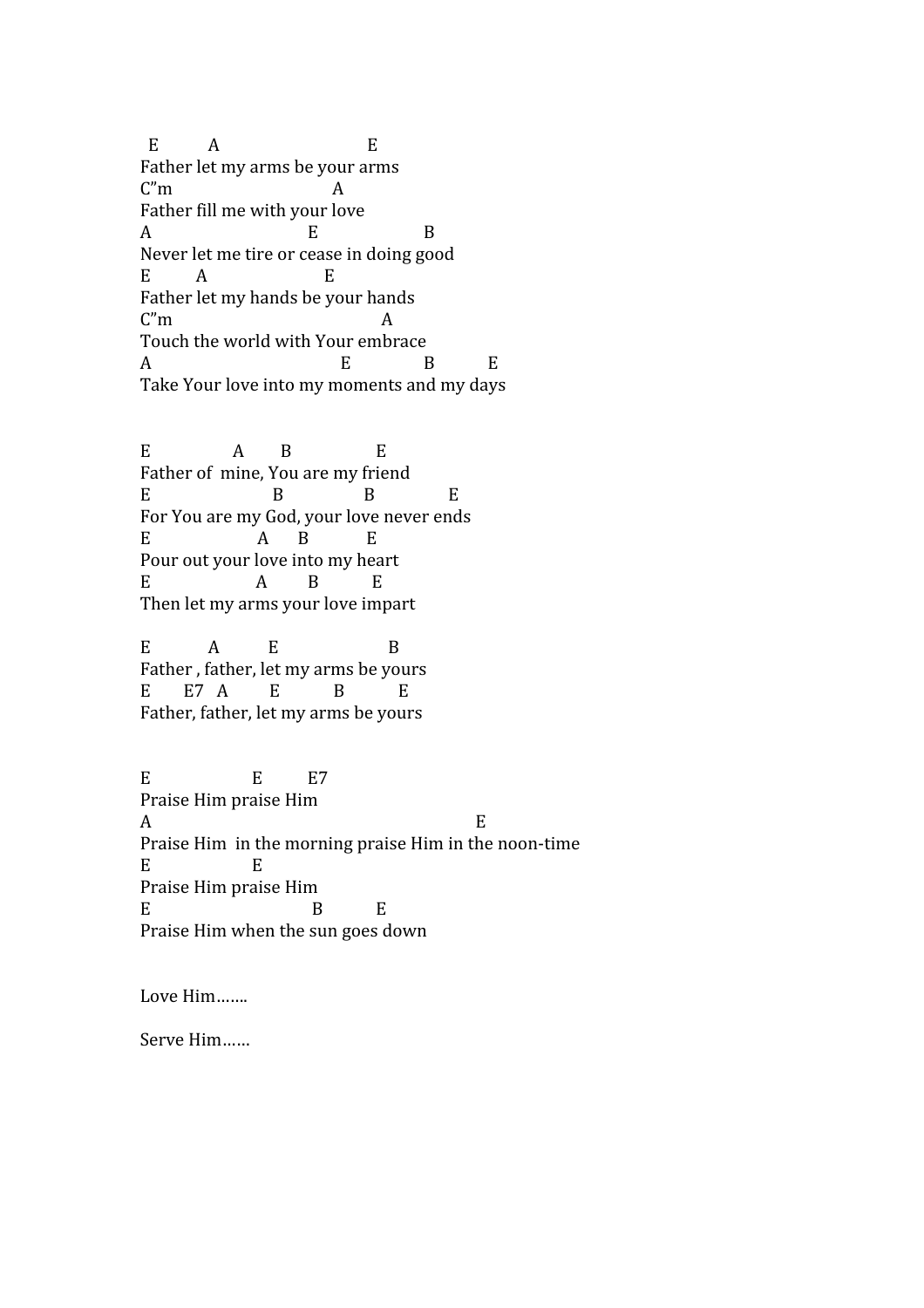```
  E          A                              E
Father let my arms be your arms
C"m                               A
Father fill me with your love
A                                E                   B
Never let me tire or cease in doing good
E         A                    E
Father let my hands be your hands
C"m                                       A
Touch the world with Your embrace
A                                    E              B          E
Take Your love into my moments and my days


E                A       B                 E
Father of  mine, You are my friend
E                        B               B              E
For You are my God, your love never ends
E                    A     B          E
Pour out your love into my heart
E                    A       B         E
Then let my arms your love impart

E           A         E                      B
Father , father, let my arms be yours
E      E7   A        E          B          E
Father, father, let my arms be yours


E                   E        E7
Praise Him praise Him
A                                                          E
Praise Him  in the morning praise Him in the noon-time
E                   E
Praise Him praise Him
E                              B          E
Praise Him when the sun goes down
```

Love Him…….

Serve Him……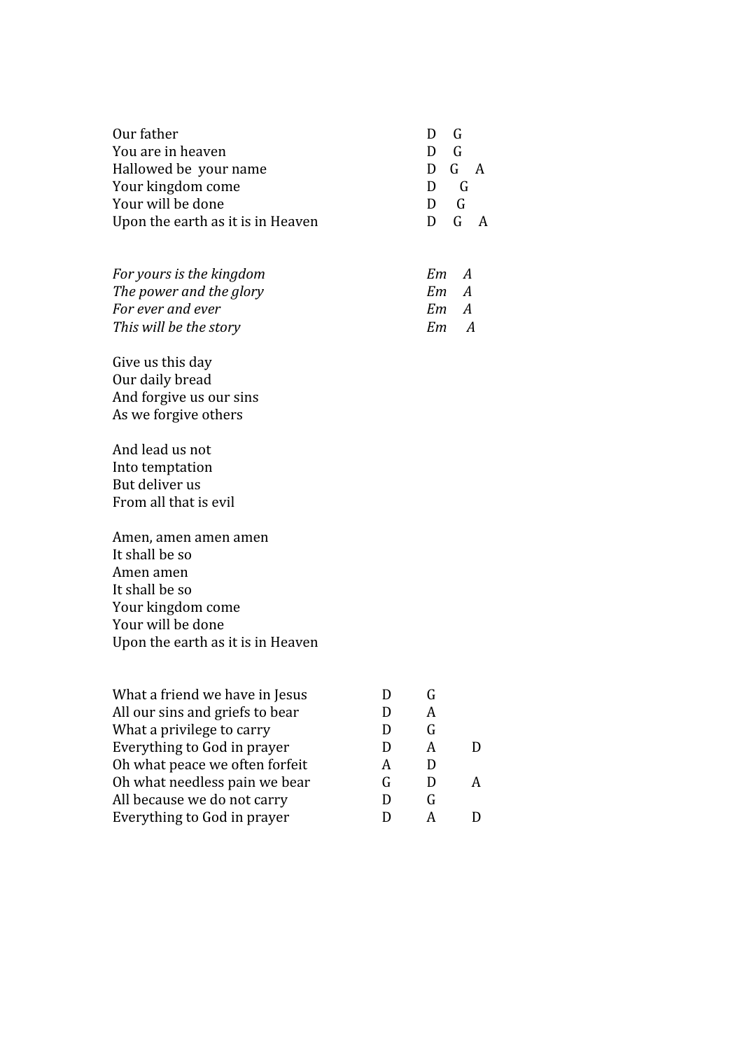| | |
|---|---|
| Our father | D G |
| You are in heaven | D G |
| Hallowed be your name | D G A |
| Your kingdom come | D G |
| Your will be done | D G |
| Upon the earth as it is in Heaven | D G A |

| | |
|---|---|
| *For yours is the kingdom* | *Em A* |
| *The power and the glory* | *Em A* |
| *For ever and ever* | *Em A* |
| *This will be the story* | *Em A* |

Give us this day
Our daily bread
And forgive us our sins
As we forgive others

And lead us not
Into temptation
But deliver us
From all that is evil

Amen, amen amen amen
It shall be so
Amen amen
It shall be so
Your kingdom come
Your will be done
Upon the earth as it is in Heaven

| | | | |
|---|---|---|---|
| What a friend we have in Jesus | D | G | |
| All our sins and griefs to bear | D | A | |
| What a privilege to carry | D | G | |
| Everything to God in prayer | D | A | D |
| Oh what peace we often forfeit | A | D | |
| Oh what needless pain we bear | G | D | A |
| All because we do not carry | D | G | |
| Everything to God in prayer | D | A | D |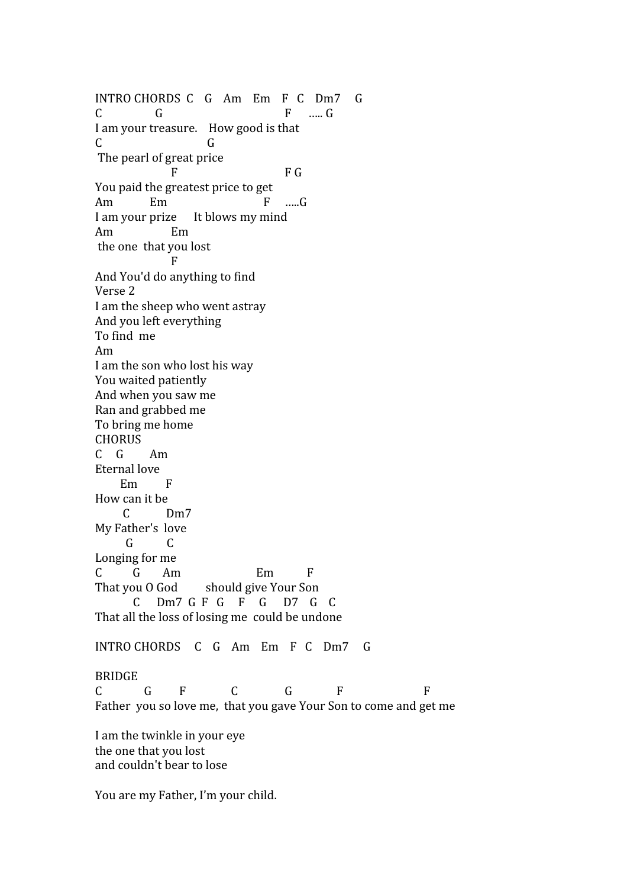```
INTRO CHORDS  C    G    Am    Em    F   C    Dm7     G
C                G                                  F      ….. G
I am your treasure.    How good is that
C                              G
 The pearl of great price
                    F                           F G
You paid the greatest price to get
Am           Em                        F     …..G
I am your prize      It blows my mind
Am                  Em
 the one  that you lost
                    F
And You'd do anything to find
Verse 2
I am the sheep who went astray
And you left everything
To find  me
Am
I am the son who lost his way
You waited patiently
And when you saw me
Ran and grabbed me
To bring me home
CHORUS
C    G        Am
Eternal love
       Em         F
How can it be
       C           Dm7
My Father's  love
        G          C
Longing for me
C         G       Am                      Em           F
That you O God         should give Your Son
          C      Dm7  G  F   G     F     G     D7    G    C
That all the loss of losing me  could be undone

INTRO CHORDS     C    G    Am    Em    F   C    Dm7     G

BRIDGE
C            G         F              C              G             F                        F
Father  you so love me,  that you gave Your Son to come and get me

I am the twinkle in your eye
the one that you lost
and couldn't bear to lose

You are my Father, I'm your child.
```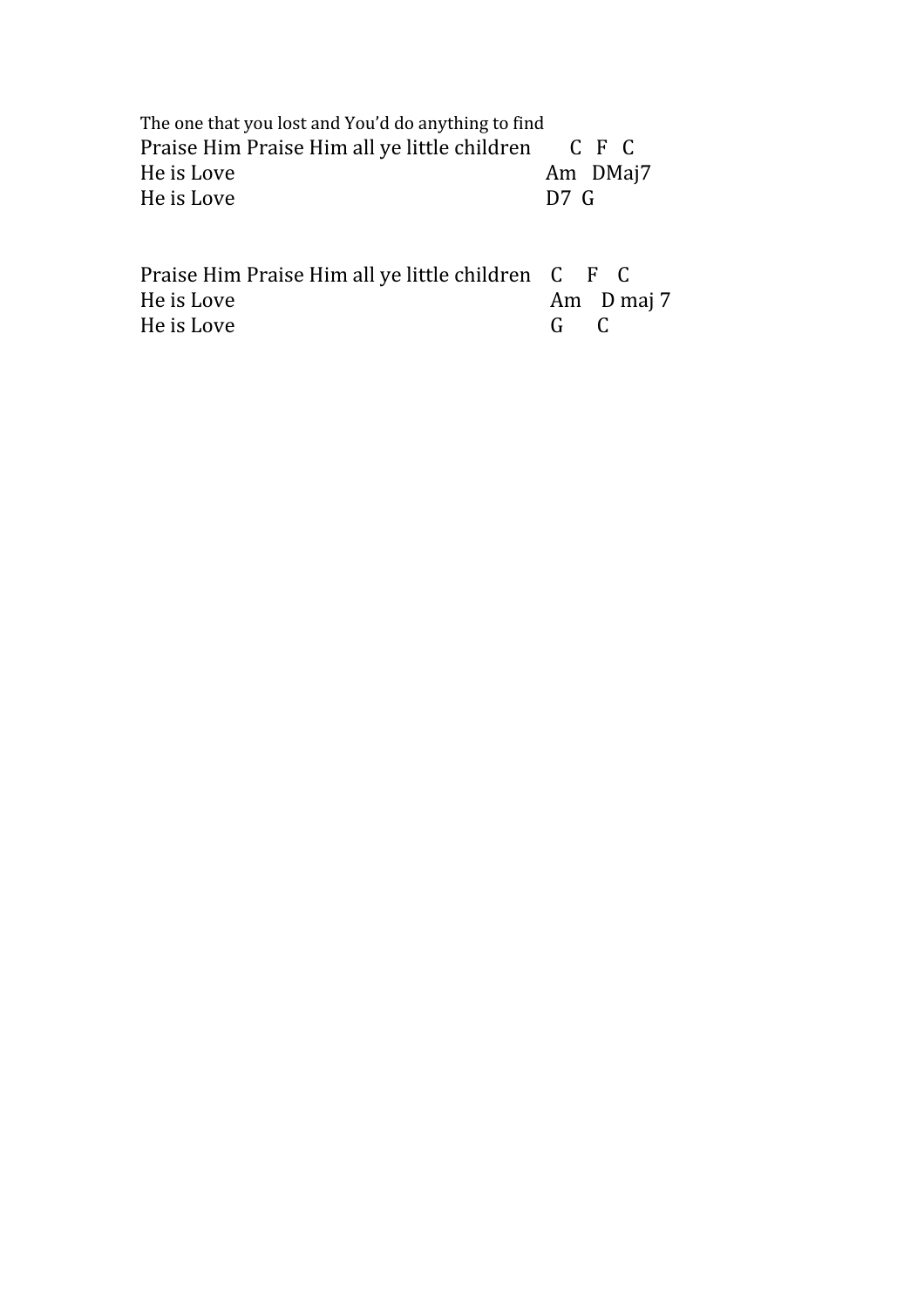The one that you lost and You'd do anything to find

Praise Him Praise Him all ye little children      C   F   C
He is Love                                       Am   DMaj7
He is Love                                       D7  G

Praise Him Praise Him all ye little children    C    F    C
He is Love                                       Am    D maj 7
He is Love                                       G      C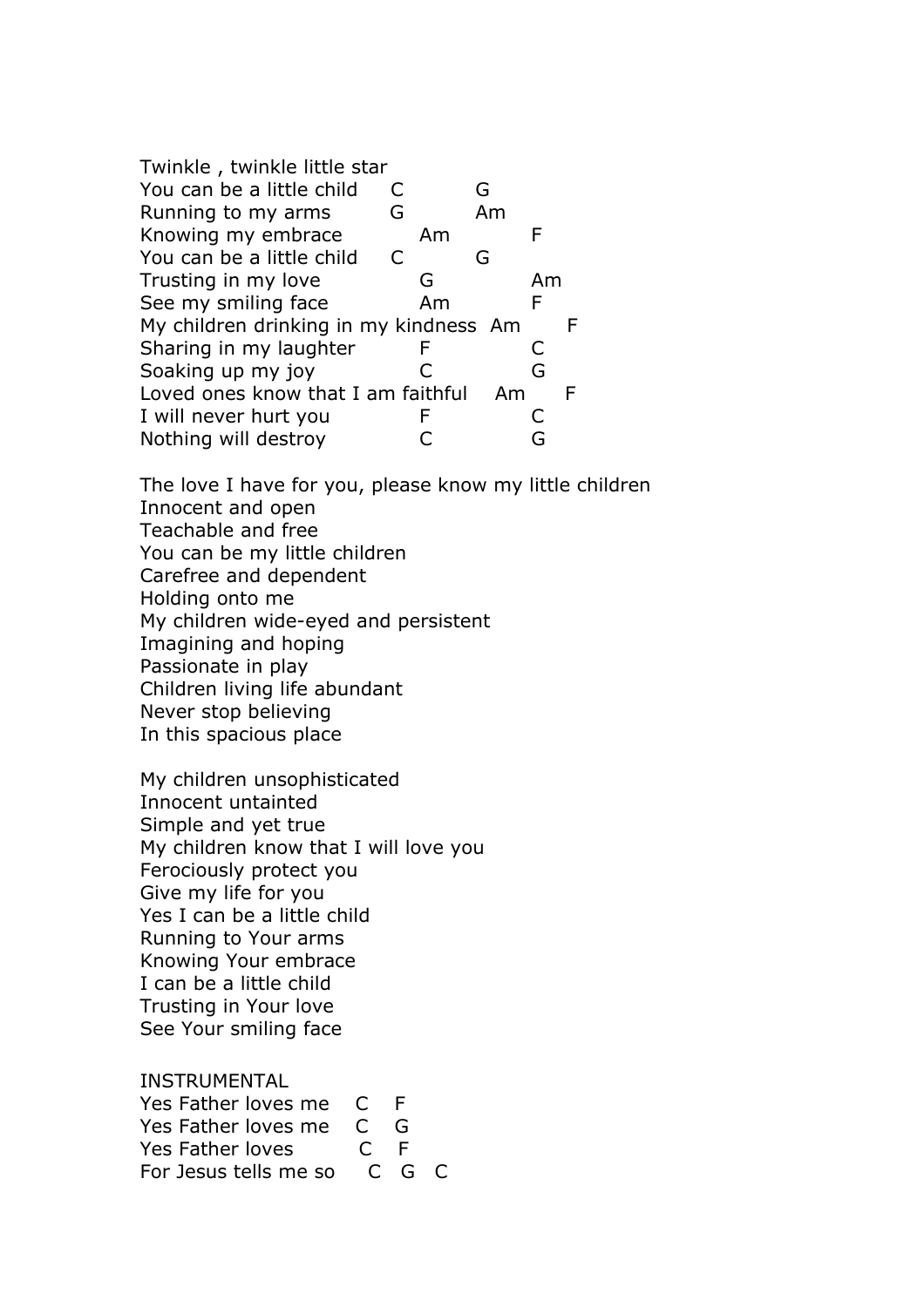Twinkle , twinkle little star  
You can be a little child      C      G  
Running to my arms      G      Am  
Knowing my embrace      Am      F  
You can be a little child      C      G  
Trusting in my love      G      Am  
See my smiling face      Am      F  
My children drinking in my kindness  Am      F  
Sharing in my laughter      F      C  
Soaking up my joy      C      G  
Loved ones know that I am faithful      Am      F  
I will never hurt you      F      C  
Nothing will destroy      C      G

The love I have for you, please know my little children  
Innocent and open  
Teachable and free  
You can be my little children  
Carefree and dependent  
Holding onto me  
My children wide-eyed and persistent  
Imagining and hoping  
Passionate in play  
Children living life abundant  
Never stop believing  
In this spacious place

My children unsophisticated  
Innocent untainted  
Simple and yet true  
My children know that I will love you  
Ferociously protect you  
Give my life for you  
Yes I can be a little child  
Running to Your arms  
Knowing Your embrace  
I can be a little child  
Trusting in Your love  
See Your smiling face

INSTRUMENTAL  
Yes Father loves me      C   F  
Yes Father loves me      C   G  
Yes Father loves      C   F  
For Jesus tells me so      C   G   C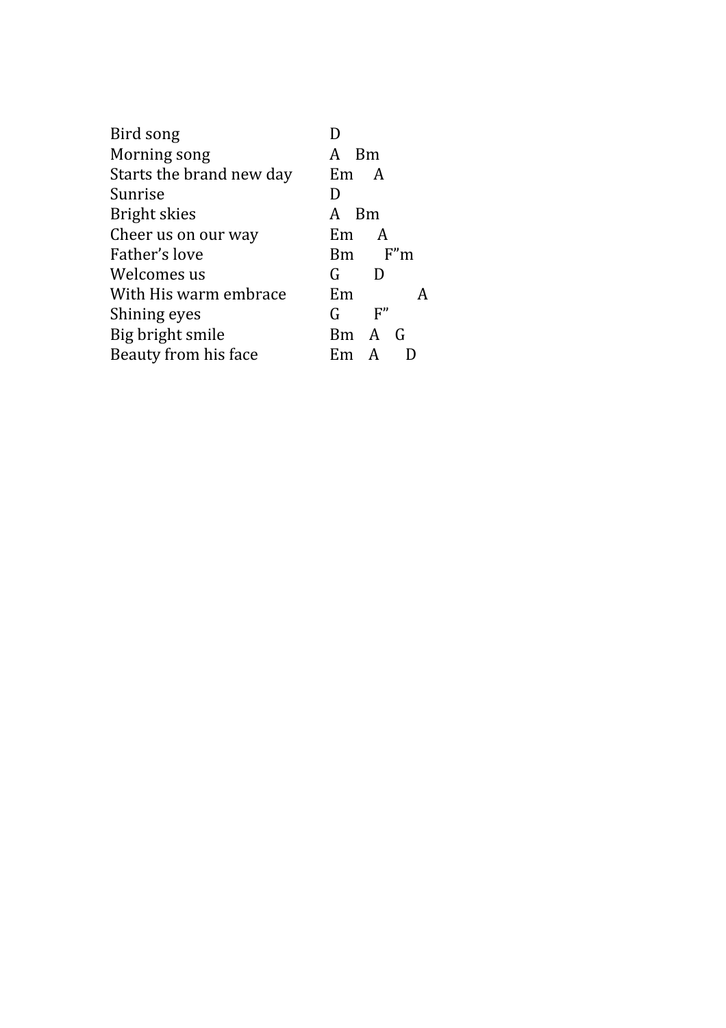| | |
|---|---|
| Bird song | D |
| Morning song | A Bm |
| Starts the brand new day | Em A |
| Sunrise | D |
| Bright skies | A Bm |
| Cheer us on our way | Em A |
| Father's love | Bm F"m |
| Welcomes us | G D |
| With His warm embrace | Em A |
| Shining eyes | G F" |
| Big bright smile | Bm A G |
| Beauty from his face | Em A D |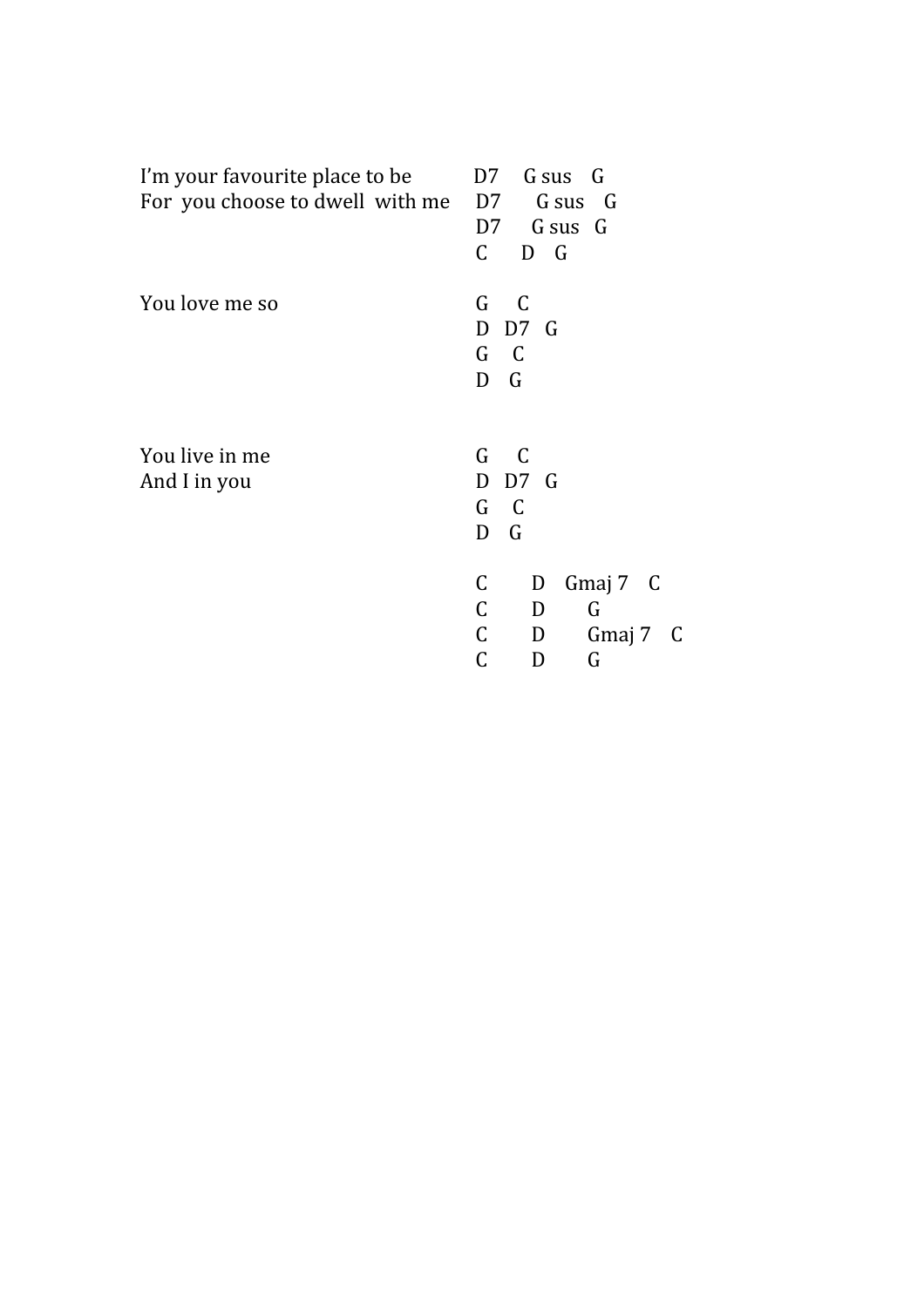| | |
|---|---|
| I'm your favourite place to be | D7 G sus G |
| For you choose to dwell with me | D7 G sus G |
| | D7 G sus G |
| | C D G |
| | |
| You love me so | G C |
| | D D7 G |
| | G C |
| | D G |
| | |
| You live in me | G C |
| And I in you | D D7 G |
| | G C |
| | D G |
| | |
| | C D Gmaj 7 C |
| | C D G |
| | C D Gmaj 7 C |
| | C D G |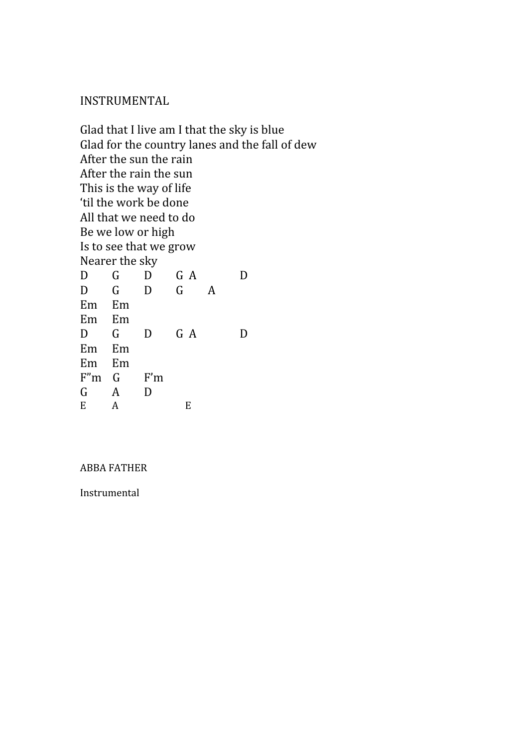INSTRUMENTAL

Glad that I live am I that the sky is blue
Glad for the country lanes and the fall of dew
After the sun the rain
After the rain the sun
This is the way of life
'til the work be done
All that we need to do
Be we low or high
Is to see that we grow
Nearer the sky

```
D     G     D     G  A        D
D     G     D     G     A
Em    Em
Em    Em
D     G     D     G  A        D
Em    Em
Em    Em
F"m   G     F'm
G     A     D
E     A           E
```

ABBA FATHER

Instrumental